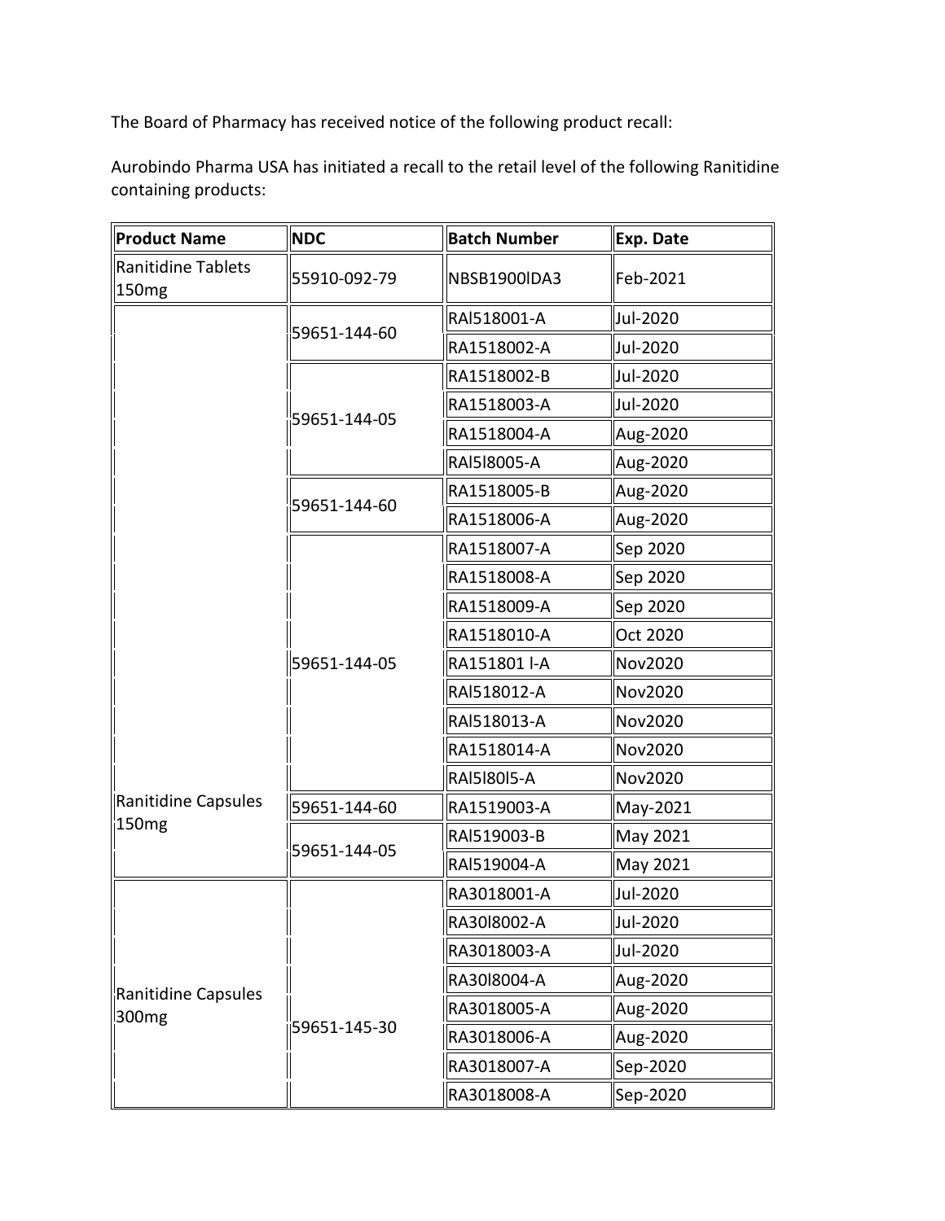The Board of Pharmacy has received notice of the following product recall:

Aurobindo Pharma USA has initiated a recall to the retail level of the following Ranitidine containing products:

| Product Name | NDC | Batch Number | Exp. Date |
|---|---|---|---|
| Ranitidine Tablets 150mg | 55910-092-79 | NBSB1900lDA3 | Feb-2021 |
| Ranitidine Capsules 150mg | 59651-144-60 | RAl518001-A | Jul-2020 |
| | | RA1518002-A | Jul-2020 |
| | 59651-144-05 | RA1518002-B | Jul-2020 |
| | | RA1518003-A | Jul-2020 |
| | | RA1518004-A | Aug-2020 |
| | | RAl5l8005-A | Aug-2020 |
| | 59651-144-60 | RA1518005-B | Aug-2020 |
| | | RA1518006-A | Aug-2020 |
| | 59651-144-05 | RA1518007-A | Sep 2020 |
| | | RA1518008-A | Sep 2020 |
| | | RA1518009-A | Sep 2020 |
| | | RA1518010-A | Oct 2020 |
| | | RA151801 l-A | Nov2020 |
| | | RAl518012-A | Nov2020 |
| | | RAl518013-A | Nov2020 |
| | | RA1518014-A | Nov2020 |
| | | RAl5l80l5-A | Nov2020 |
| | 59651-144-60 | RA1519003-A | May-2021 |
| | 59651-144-05 | RAl519003-B | May 2021 |
| | | RAl519004-A | May 2021 |
| Ranitidine Capsules 300mg | 59651-145-30 | RA3018001-A | Jul-2020 |
| | | RA30l8002-A | Jul-2020 |
| | | RA3018003-A | Jul-2020 |
| | | RA30l8004-A | Aug-2020 |
| | | RA3018005-A | Aug-2020 |
| | | RA3018006-A | Aug-2020 |
| | | RA3018007-A | Sep-2020 |
| | | RA3018008-A | Sep-2020 |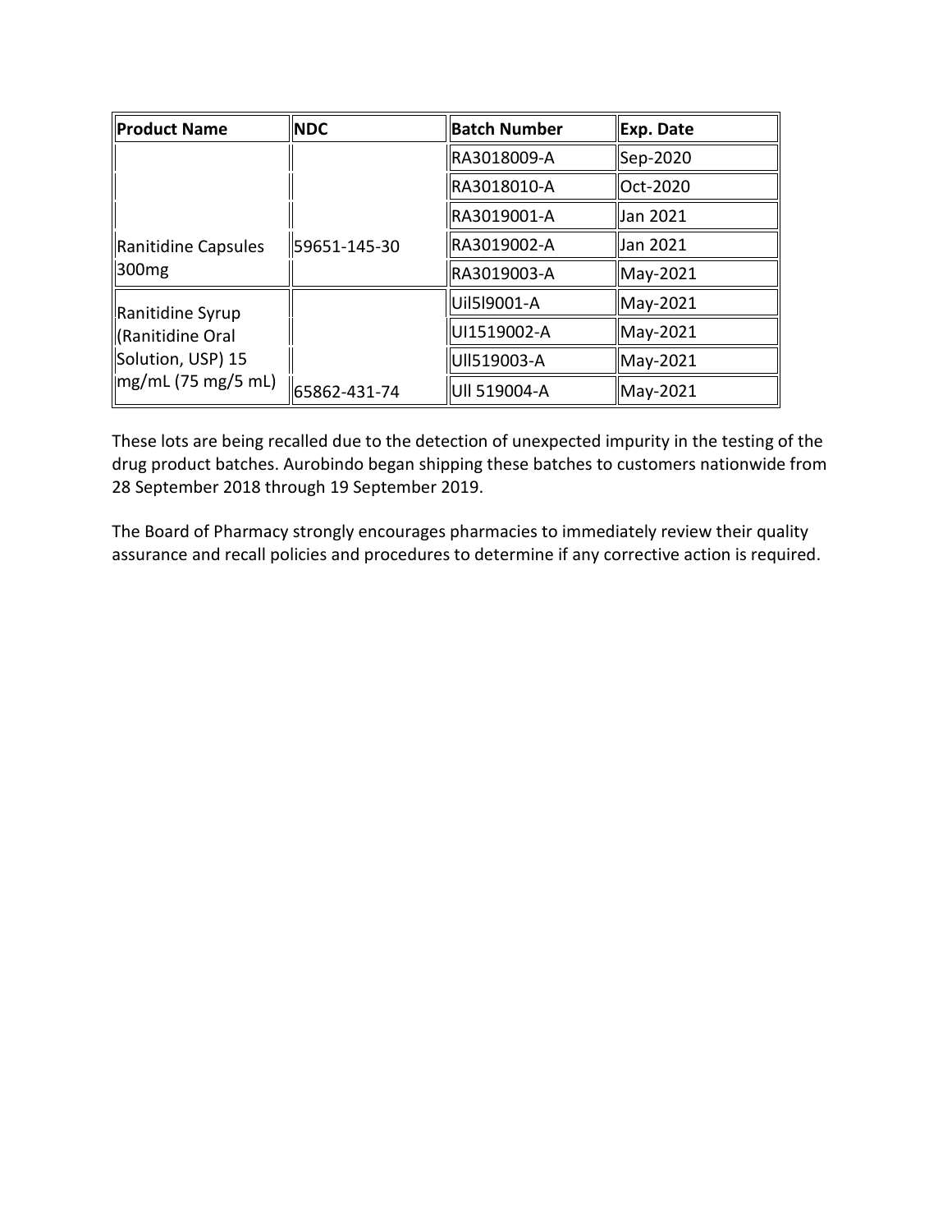| Product Name | NDC | Batch Number | Exp. Date |
|---|---|---|---|
| Ranitidine Capsules 300mg | 59651-145-30 | RA3018009-A | Sep-2020 |
| | | RA3018010-A | Oct-2020 |
| | | RA3019001-A | Jan 2021 |
| | | RA3019002-A | Jan 2021 |
| | | RA3019003-A | May-2021 |
| Ranitidine Syrup (Ranitidine Oral Solution, USP) 15 mg/mL (75 mg/5 mL) | 65862-431-74 | Uil5l9001-A | May-2021 |
| | | UI1519002-A | May-2021 |
| | | Ull519003-A | May-2021 |
| | | Ull 519004-A | May-2021 |

These lots are being recalled due to the detection of unexpected impurity in the testing of the drug product batches. Aurobindo began shipping these batches to customers nationwide from 28 September 2018 through 19 September 2019.

The Board of Pharmacy strongly encourages pharmacies to immediately review their quality assurance and recall policies and procedures to determine if any corrective action is required.